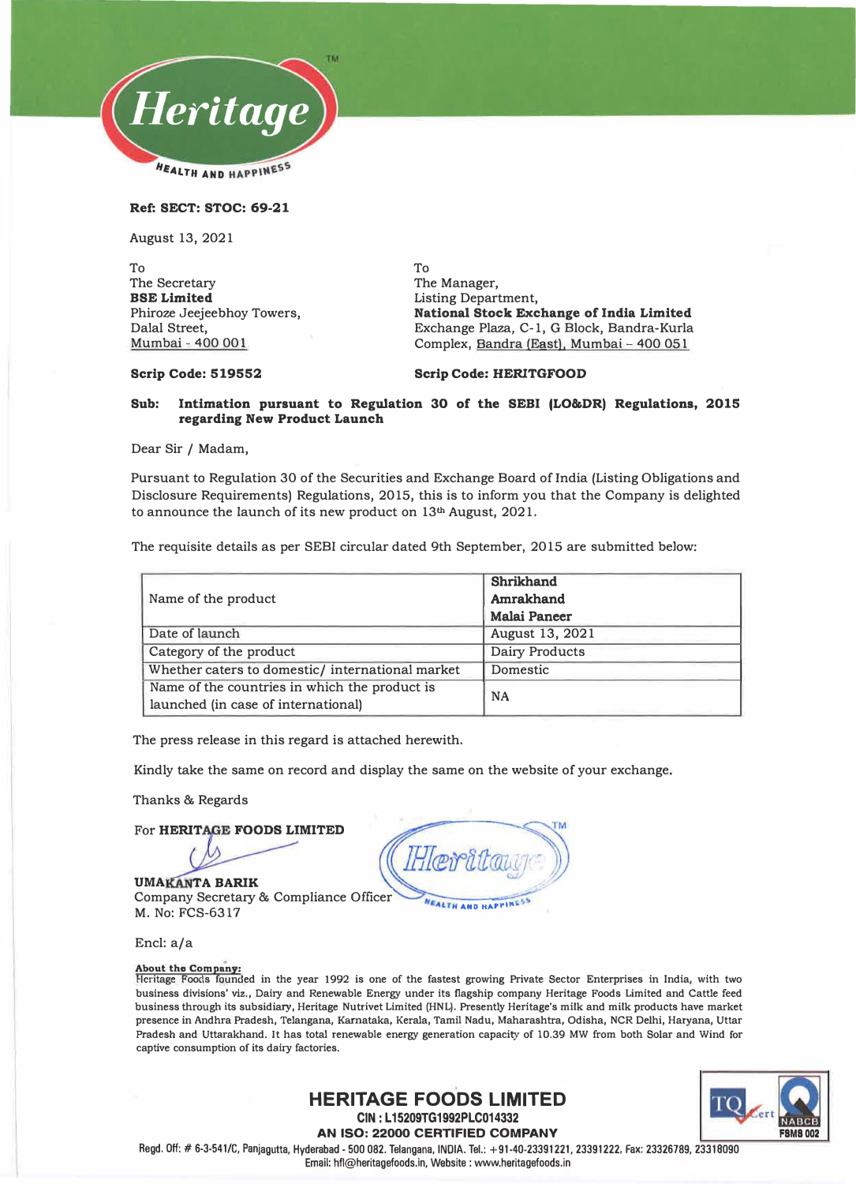Ref: SECT: STOC: 69-21

August 13, 2021

To
The Secretary
**BSE Limited**
Phiroze Jeejeebhoy Towers,
Dalal Street,
Mumbai - 400 001

**Scrip Code: 519552**

To
The Manager,
Listing Department,
**National Stock Exchange of India Limited**
Exchange Plaza, C-1, G Block, Bandra-Kurla
Complex, Bandra (East), Mumbai – 400 051

**Scrip Code: HERITGFOOD**

**Sub: Intimation pursuant to Regulation 30 of the SEBI (LO&DR) Regulations, 2015 regarding New Product Launch**

Dear Sir / Madam,

Pursuant to Regulation 30 of the Securities and Exchange Board of India (Listing Obligations and Disclosure Requirements) Regulations, 2015, this is to inform you that the Company is delighted to announce the launch of its new product on 13th August, 2021.

The requisite details as per SEBI circular dated 9th September, 2015 are submitted below:

| | |
|---|---|
| Name of the product | **Shrikhand**<br>**Amrakhand**<br>**Malai Paneer** |
| Date of launch | August 13, 2021 |
| Category of the product | Dairy Products |
| Whether caters to domestic/ international market | Domestic |
| Name of the countries in which the product is launched (in case of international) | NA |

The press release in this regard is attached herewith.

Kindly take the same on record and display the same on the website of your exchange.

Thanks & Regards

For **HERITAGE FOODS LIMITED**

**UMAKANTA BARIK**
Company Secretary & Compliance Officer
M. No: FCS-6317

Encl: a/a

**About the Company:**
Heritage Foods founded in the year 1992 is one of the fastest growing Private Sector Enterprises in India, with two business divisions' viz., Dairy and Renewable Energy under its flagship company Heritage Foods Limited and Cattle feed business through its subsidiary, Heritage Nutrivet Limited (HNL). Presently Heritage's milk and milk products have market presence in Andhra Pradesh, Telangana, Karnataka, Kerala, Tamil Nadu, Maharashtra, Odisha, NCR Delhi, Haryana, Uttar Pradesh and Uttarakhand. It has total renewable energy generation capacity of 10.39 MW from both Solar and Wind for captive consumption of its dairy factories.

**HERITAGE FOODS LIMITED**
**CIN : L15209TG1992PLC014332**
**AN ISO: 22000 CERTIFIED COMPANY**
Regd. Off: # 6-3-541/C, Panjagutta, Hyderabad - 500 082. Telangana, INDIA. Tel.: +91-40-23391221, 23391222, Fax: 23326789, 23318090
Email: hfl@heritagefoods.in, Website : www.heritagefoods.in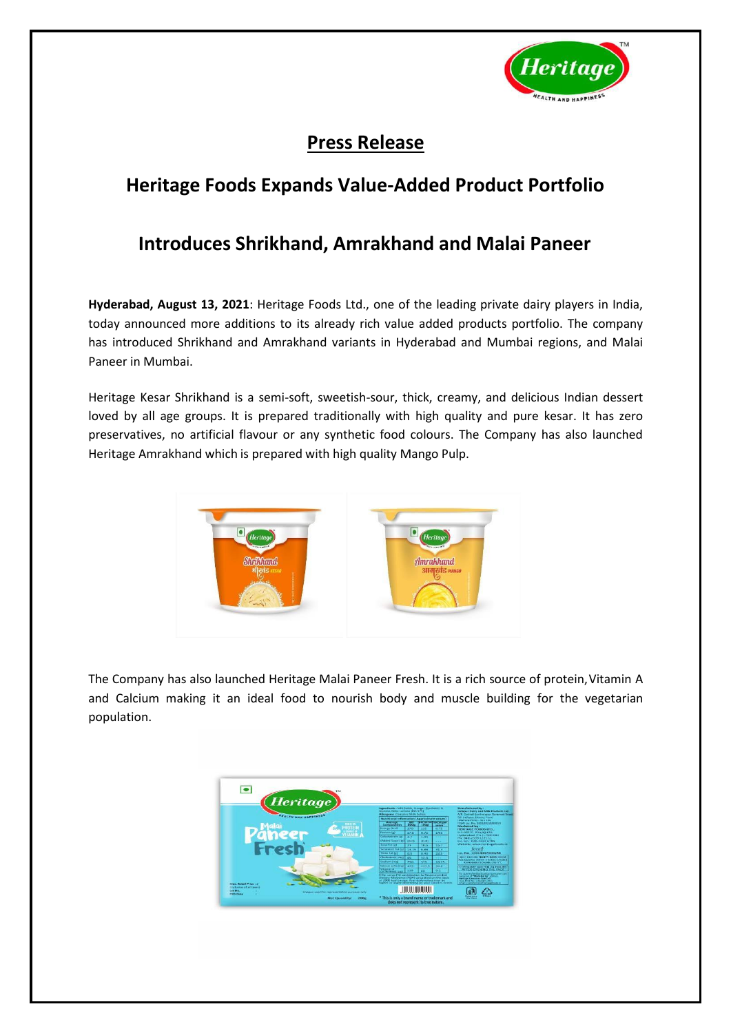## Press Release

## Heritage Foods Expands Value-Added Product Portfolio

## Introduces Shrikhand, Amrakhand and Malai Paneer

**Hyderabad, August 13, 2021**: Heritage Foods Ltd., one of the leading private dairy players in India, today announced more additions to its already rich value added products portfolio. The company has introduced Shrikhand and Amrakhand variants in Hyderabad and Mumbai regions, and Malai Paneer in Mumbai.

Heritage Kesar Shrikhand is a semi-soft, sweetish-sour, thick, creamy, and delicious Indian dessert loved by all age groups. It is prepared traditionally with high quality and pure kesar. It has zero preservatives, no artificial flavour or any synthetic food colours. The Company has also launched Heritage Amrakhand which is prepared with high quality Mango Pulp.

The Company has also launched Heritage Malai Paneer Fresh. It is a rich source of protein, Vitamin A and Calcium making it an ideal food to nourish body and muscle building for the vegetarian population.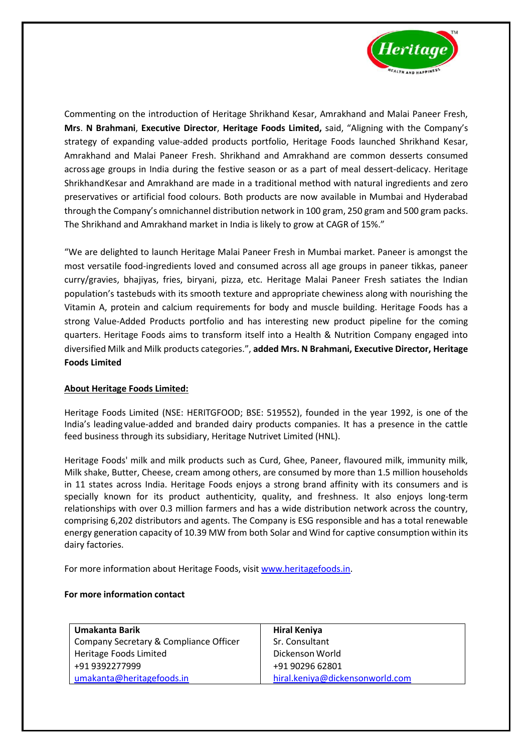Commenting on the introduction of Heritage Shrikhand Kesar, Amrakhand and Malai Paneer Fresh, **Mrs**. **N Brahmani**, **Executive Director**, **Heritage Foods Limited,** said, "Aligning with the Company's strategy of expanding value-added products portfolio, Heritage Foods launched Shrikhand Kesar, Amrakhand and Malai Paneer Fresh. Shrikhand and Amrakhand are common desserts consumed across age groups in India during the festive season or as a part of meal dessert-delicacy. Heritage ShrikhandKesar and Amrakhand are made in a traditional method with natural ingredients and zero preservatives or artificial food colours. Both products are now available in Mumbai and Hyderabad through the Company's omnichannel distribution network in 100 gram, 250 gram and 500 gram packs. The Shrikhand and Amrakhand market in India is likely to grow at CAGR of 15%."

"We are delighted to launch Heritage Malai Paneer Fresh in Mumbai market. Paneer is amongst the most versatile food-ingredients loved and consumed across all age groups in paneer tikkas, paneer curry/gravies, bhajiyas, fries, biryani, pizza, etc. Heritage Malai Paneer Fresh satiates the Indian population's tastebuds with its smooth texture and appropriate chewiness along with nourishing the Vitamin A, protein and calcium requirements for body and muscle building. Heritage Foods has a strong Value-Added Products portfolio and has interesting new product pipeline for the coming quarters. Heritage Foods aims to transform itself into a Health & Nutrition Company engaged into diversified Milk and Milk products categories.", **added Mrs. N Brahmani, Executive Director, Heritage Foods Limited**

**About Heritage Foods Limited:**

Heritage Foods Limited (NSE: HERITGFOOD; BSE: 519552), founded in the year 1992, is one of the India's leading value-added and branded dairy products companies. It has a presence in the cattle feed business through its subsidiary, Heritage Nutrivet Limited (HNL).

Heritage Foods' milk and milk products such as Curd, Ghee, Paneer, flavoured milk, immunity milk, Milk shake, Butter, Cheese, cream among others, are consumed by more than 1.5 million households in 11 states across India. Heritage Foods enjoys a strong brand affinity with its consumers and is specially known for its product authenticity, quality, and freshness. It also enjoys long-term relationships with over 0.3 million farmers and has a wide distribution network across the country, comprising 6,202 distributors and agents. The Company is ESG responsible and has a total renewable energy generation capacity of 10.39 MW from both Solar and Wind for captive consumption within its dairy factories.

For more information about Heritage Foods, visit www.heritagefoods.in.

**For more information contact**

| | |
|---|---|
| **Umakanta Barik**<br>Company Secretary & Compliance Officer<br>Heritage Foods Limited<br>+91 9392277999<br>umakanta@heritagefoods.in | **Hiral Keniya**<br>Sr. Consultant<br>Dickenson World<br>+91 90296 62801<br>hiral.keniya@dickensonworld.com |